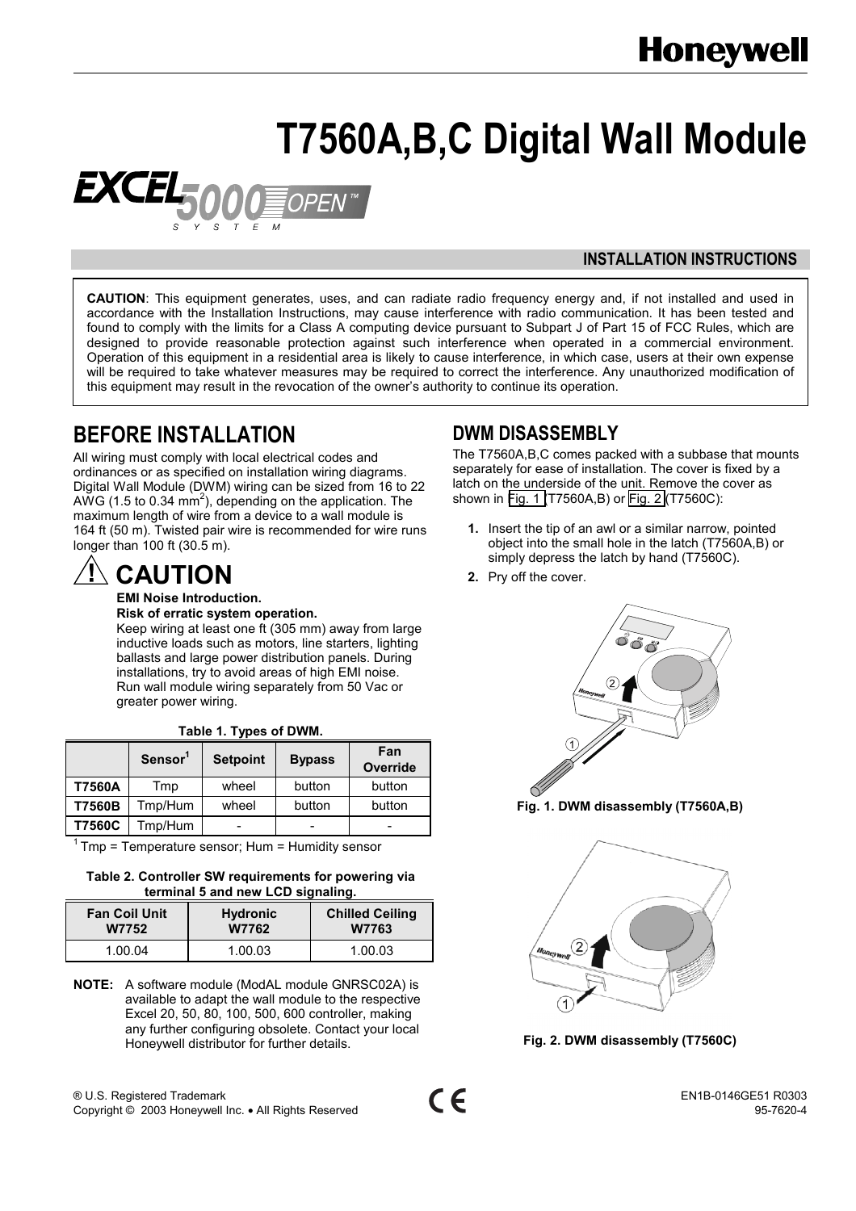# T7560A,B,C Digital Wall Module

EXCEL 5000 OPEN™ SYSTEM

**INSTALLATION INSTRUCTIONS**

**CAUTION**: This equipment generates, uses, and can radiate radio frequency energy and, if not installed and used in accordance with the Installation Instructions, may cause interference with radio communication. It has been tested and found to comply with the limits for a Class A computing device pursuant to Subpart J of Part 15 of FCC Rules, which are designed to provide reasonable protection against such interference when operated in a commercial environment. Operation of this equipment in a residential area is likely to cause interference, in which case, users at their own expense will be required to take whatever measures may be required to correct the interference. Any unauthorized modification of this equipment may result in the revocation of the owner's authority to continue its operation.

## BEFORE INSTALLATION

All wiring must comply with local electrical codes and ordinances or as specified on installation wiring diagrams. Digital Wall Module (DWM) wiring can be sized from 16 to 22 AWG (1.5 to 0.34 $mm^2$), depending on the application. The maximum length of wire from a device to a wall module is 164 ft (50 m). Twisted pair wire is recommended for wire runs longer than 100 ft (30.5 m).

## ⚠ CAUTION

**EMI Noise Introduction.**
**Risk of erratic system operation.**
Keep wiring at least one ft (305 mm) away from large inductive loads such as motors, line starters, lighting ballasts and large power distribution panels. During installations, try to avoid areas of high EMI noise. Run wall module wiring separately from 50 Vac or greater power wiring.

**Table 1. Types of DWM.**

| | Sensor[1] | Setpoint | Bypass | Fan Override |
|---|---|---|---|---|
| **T7560A** | Tmp | wheel | button | button |
| **T7560B** | Tmp/Hum | wheel | button | button |
| **T7560C** | Tmp/Hum | - | - | - |

[1] Tmp = Temperature sensor; Hum = Humidity sensor

**Table 2. Controller SW requirements for powering via terminal 5 and new LCD signaling.**

| Fan Coil Unit W7752 | Hydronic W7762 | Chilled Ceiling W7763 |
|---|---|---|
| 1.00.04 | 1.00.03 | 1.00.03 |

**NOTE:** A software module (ModAL module GNRSC02A) is available to adapt the wall module to the respective Excel 20, 50, 80, 100, 500, 600 controller, making any further configuring obsolete. Contact your local Honeywell distributor for further details.

## DWM DISASSEMBLY

The T7560A,B,C comes packed with a subbase that mounts separately for ease of installation. The cover is fixed by a latch on the underside of the unit. Remove the cover as shown in Fig. 1 (T7560A,B) or Fig. 2 (T7560C):

1. Insert the tip of an awl or a similar narrow, pointed object into the small hole in the latch (T7560A,B) or simply depress the latch by hand (T7560C).
2. Pry off the cover.

**Fig. 1. DWM disassembly (T7560A,B)**

**Fig. 2. DWM disassembly (T7560C)**

® U.S. Registered Trademark
Copyright © 2003 Honeywell Inc. • All Rights Reserved

EN1B-0146GE51 R0303
95-7620-4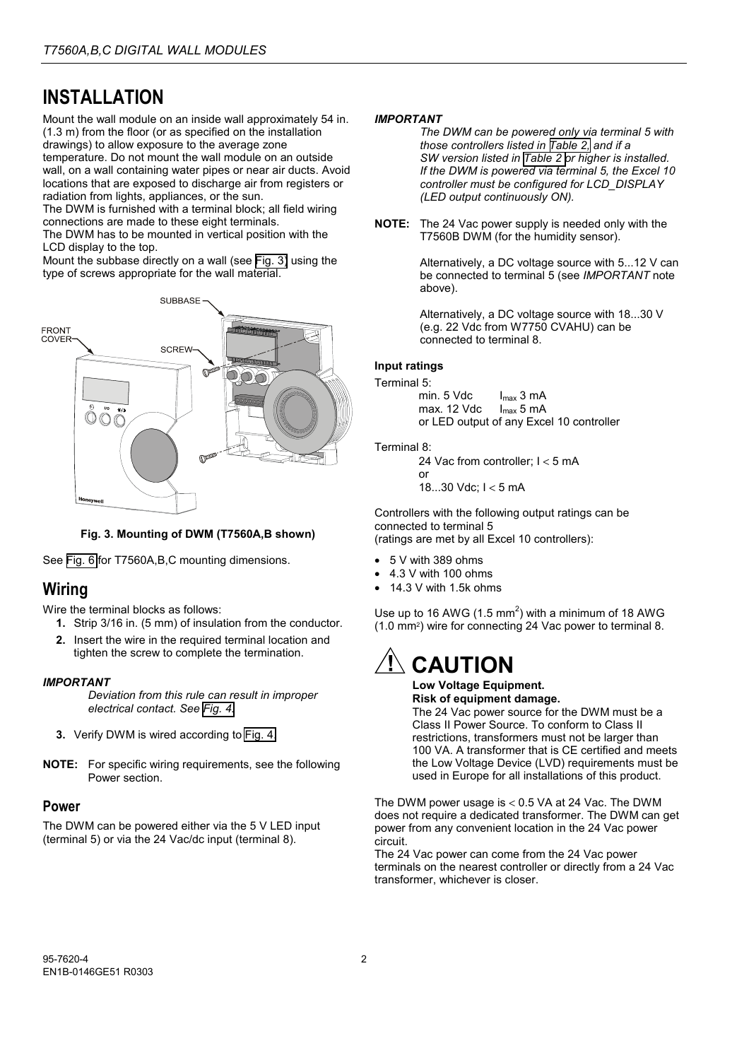# INSTALLATION

Mount the wall module on an inside wall approximately 54 in. (1.3 m) from the floor (or as specified on the installation drawings) to allow exposure to the average zone temperature. Do not mount the wall module on an outside wall, on a wall containing water pipes or near air ducts. Avoid locations that are exposed to discharge air from registers or radiation from lights, appliances, or the sun.
The DWM is furnished with a terminal block; all field wiring connections are made to these eight terminals.
The DWM has to be mounted in vertical position with the LCD display to the top.
Mount the subbase directly on a wall (see Fig. 3) using the type of screws appropriate for the wall material.

**Fig. 3. Mounting of DWM (T7560A,B shown)**

See Fig. 6 for T7560A,B,C mounting dimensions.

## Wiring

Wire the terminal blocks as follows:

1. Strip 3/16 in. (5 mm) of insulation from the conductor.
2. Insert the wire in the required terminal location and tighten the screw to complete the termination.

***IMPORTANT***

*Deviation from this rule can result in improper electrical contact. See Fig. 4.*

3. Verify DWM is wired according to Fig. 4.

**NOTE:** For specific wiring requirements, see the following Power section.

### Power

The DWM can be powered either via the 5 V LED input (terminal 5) or via the 24 Vac/dc input (terminal 8).

***IMPORTANT***

*The DWM can be powered only via terminal 5 with those controllers listed in Table 2, and if a SW version listed in Table 2 or higher is installed. If the DWM is powered via terminal 5, the Excel 10 controller must be configured for LCD_DISPLAY (LED output continuously ON).*

**NOTE:** The 24 Vac power supply is needed only with the T7560B DWM (for the humidity sensor).

Alternatively, a DC voltage source with 5...12 V can be connected to terminal 5 (see *IMPORTANT* note above).

Alternatively, a DC voltage source with 18...30 V (e.g. 22 Vdc from W7750 CVAHU) can be connected to terminal 8.

#### Input ratings

Terminal 5:
min. 5 Vdc  $I_{max}$ 3 mA
max. 12 Vdc  $I_{max}$ 5 mA
or LED output of any Excel 10 controller

Terminal 8:
24 Vac from controller; $I < 5$ mA
or
18...30 Vdc; $I < 5$ mA

Controllers with the following output ratings can be connected to terminal 5
(ratings are met by all Excel 10 controllers):

- 5 V with 389 ohms
- 4.3 V with 100 ohms
- 14.3 V with 1.5k ohms

Use up to 16 AWG (1.5 $mm^2$) with a minimum of 18 AWG (1.0 $mm^2$) wire for connecting 24 Vac power to terminal 8.

# ⚠ CAUTION

**Low Voltage Equipment.**
**Risk of equipment damage.**
The 24 Vac power source for the DWM must be a Class II Power Source. To conform to Class II restrictions, transformers must not be larger than 100 VA. A transformer that is CE certified and meets the Low Voltage Device (LVD) requirements must be used in Europe for all installations of this product.

The DWM power usage is $<$ 0.5 VA at 24 Vac. The DWM does not require a dedicated transformer. The DWM can get power from any convenient location in the 24 Vac power circuit.
The 24 Vac power can come from the 24 Vac power terminals on the nearest controller or directly from a 24 Vac transformer, whichever is closer.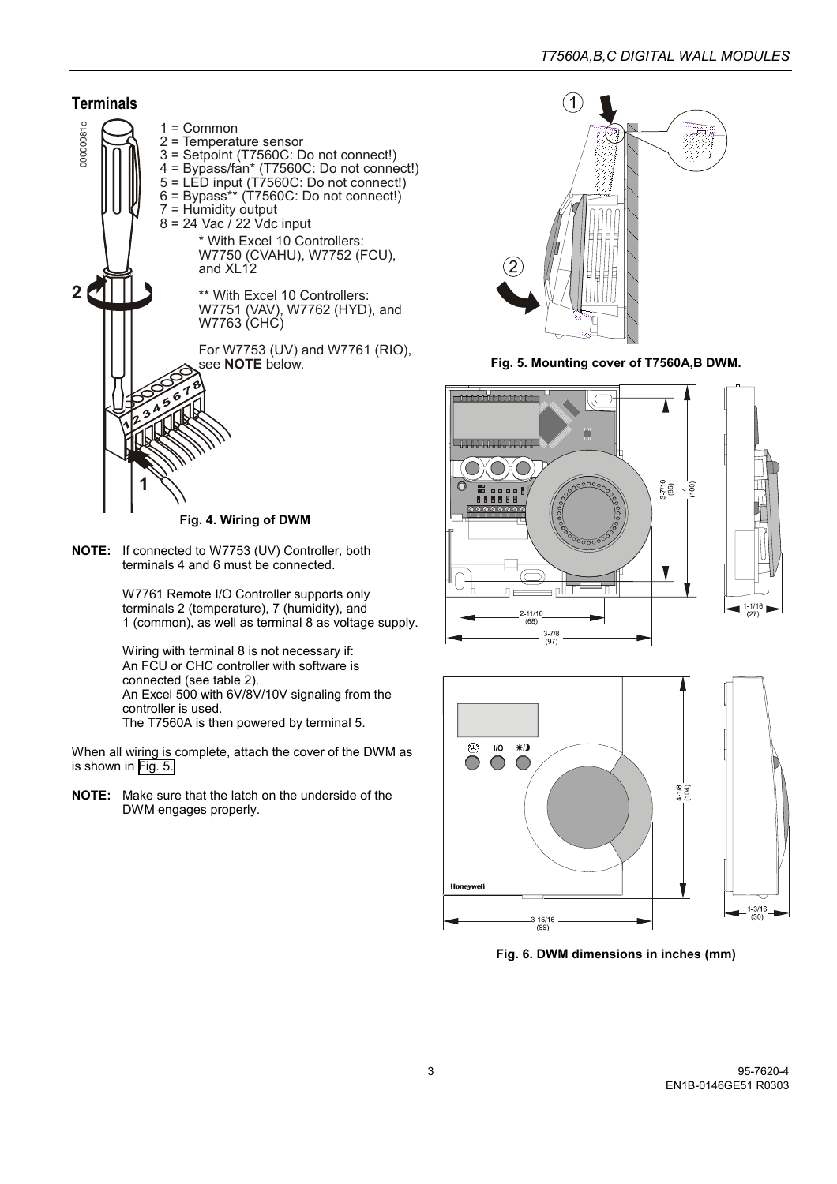## Terminals

1 = Common
2 = Temperature sensor
3 = Setpoint (T7560C: Do not connect!)
4 = Bypass/fan* (T7560C: Do not connect!)
5 = LED input (T7560C: Do not connect!)
6 = Bypass** (T7560C: Do not connect!)
7 = Humidity output
8 = 24 Vac / 22 Vdc input

\* With Excel 10 Controllers: W7750 (CVAHU), W7752 (FCU), and XL12

\*\* With Excel 10 Controllers: W7751 (VAV), W7762 (HYD), and W7763 (CHC)

For W7753 (UV) and W7761 (RIO), see **NOTE** below.

**Fig. 4. Wiring of DWM**

**NOTE:** If connected to W7753 (UV) Controller, both terminals 4 and 6 must be connected.

W7761 Remote I/O Controller supports only terminals 2 (temperature), 7 (humidity), and 1 (common), as well as terminal 8 as voltage supply.

Wiring with terminal 8 is not necessary if:
An FCU or CHC controller with software is connected (see table 2).
An Excel 500 with 6V/8V/10V signaling from the controller is used.
The T7560A is then powered by terminal 5.

When all wiring is complete, attach the cover of the DWM as is shown in Fig. 5.

**NOTE:** Make sure that the latch on the underside of the DWM engages properly.

**Fig. 5. Mounting cover of T7560A,B DWM.**

**Fig. 6. DWM dimensions in inches (mm)**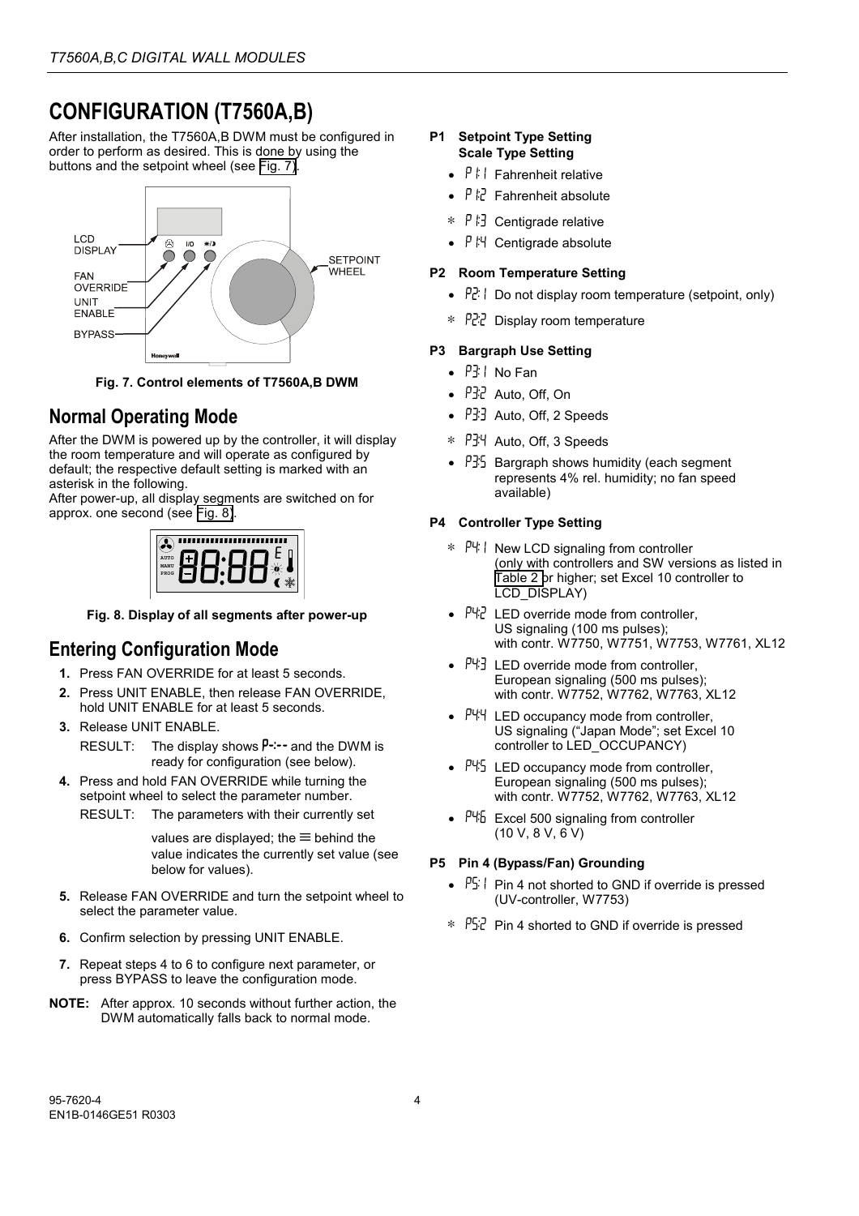# CONFIGURATION (T7560A,B)

After installation, the T7560A,B DWM must be configured in order to perform as desired. This is done by using the buttons and the setpoint wheel (see Fig. 7).

**Fig. 7. Control elements of T7560A,B DWM**

## Normal Operating Mode

After the DWM is powered up by the controller, it will display the room temperature and will operate as configured by default; the respective default setting is marked with an asterisk in the following.
After power-up, all display segments are switched on for approx. one second (see Fig. 8).

**Fig. 8. Display of all segments after power-up**

## Entering Configuration Mode

1. Press FAN OVERRIDE for at least 5 seconds.
2. Press UNIT ENABLE, then release FAN OVERRIDE, hold UNIT ENABLE for at least 5 seconds.
3. Release UNIT ENABLE.
   RESULT: The display shows P-:-- and the DWM is ready for configuration (see below).
4. Press and hold FAN OVERRIDE while turning the setpoint wheel to select the parameter number.
   RESULT: The parameters with their currently set values are displayed; the ≡ behind the value indicates the currently set value (see below for values).
5. Release FAN OVERRIDE and turn the setpoint wheel to select the parameter value.
6. Confirm selection by pressing UNIT ENABLE.
7. Repeat steps 4 to 6 to configure next parameter, or press BYPASS to leave the configuration mode.

**NOTE:** After approx. 10 seconds without further action, the DWM automatically falls back to normal mode.

**P1 Setpoint Type Setting**
**Scale Type Setting**

- P1:1 Fahrenheit relative
- P1:2 Fahrenheit absolute
- \* P1:3 Centigrade relative
- P1:4 Centigrade absolute

**P2 Room Temperature Setting**

- P2:1 Do not display room temperature (setpoint, only)
- \* P2:2 Display room temperature

**P3 Bargraph Use Setting**

- P3:1 No Fan
- P3:2 Auto, Off, On
- P3:3 Auto, Off, 2 Speeds
- \* P3:4 Auto, Off, 3 Speeds
- P3:5 Bargraph shows humidity (each segment represents 4% rel. humidity; no fan speed available)

**P4 Controller Type Setting**

- \* P4:1 New LCD signaling from controller (only with controllers and SW versions as listed in Table 2 or higher; set Excel 10 controller to LCD_DISPLAY)
- P4:2 LED override mode from controller, US signaling (100 ms pulses); with contr. W7750, W7751, W7753, W7761, XL12
- P4:3 LED override mode from controller, European signaling (500 ms pulses); with contr. W7752, W7762, W7763, XL12
- P4:4 LED occupancy mode from controller, US signaling ("Japan Mode"; set Excel 10 controller to LED_OCCUPANCY)
- P4:5 LED occupancy mode from controller, European signaling (500 ms pulses); with contr. W7752, W7762, W7763, XL12
- P4:6 Excel 500 signaling from controller (10 V, 8 V, 6 V)

**P5 Pin 4 (Bypass/Fan) Grounding**

- P5:1 Pin 4 not shorted to GND if override is pressed (UV-controller, W7753)
- \* P5:2 Pin 4 shorted to GND if override is pressed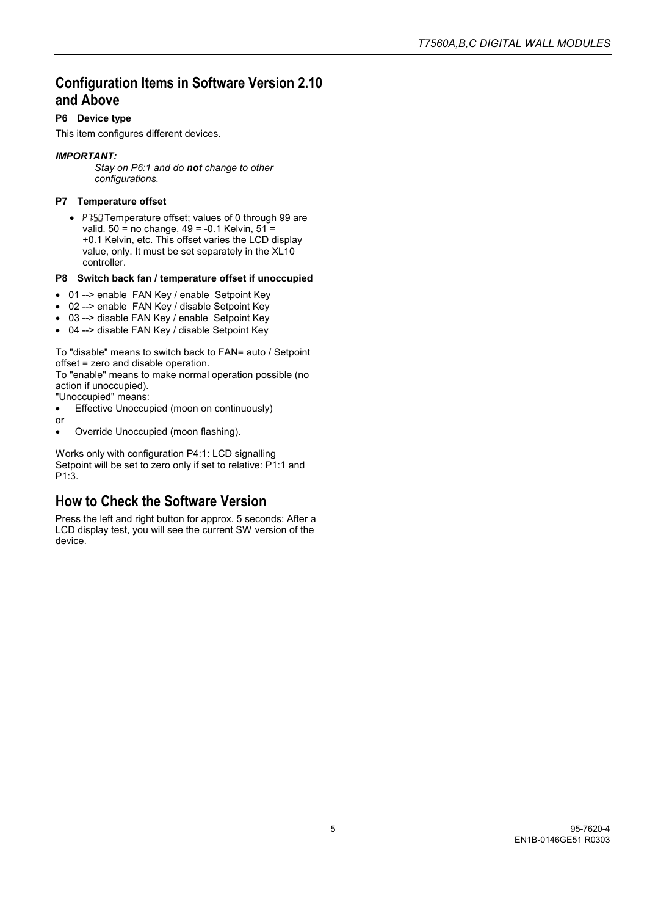## Configuration Items in Software Version 2.10 and Above

**P6 Device type**

This item configures different devices.

***IMPORTANT:***

*Stay on P6:1 and do **not** change to other configurations.*

**P7 Temperature offset**

- P7:50 Temperature offset; values of 0 through 99 are valid. 50 = no change, 49 = -0.1 Kelvin, 51 = +0.1 Kelvin, etc. This offset varies the LCD display value, only. It must be set separately in the XL10 controller.

**P8 Switch back fan / temperature offset if unoccupied**

- 01 --> enable FAN Key / enable Setpoint Key
- 02 --> enable FAN Key / disable Setpoint Key
- 03 --> disable FAN Key / enable Setpoint Key
- 04 --> disable FAN Key / disable Setpoint Key

To "disable" means to switch back to FAN= auto / Setpoint offset = zero and disable operation.
To "enable" means to make normal operation possible (no action if unoccupied).
"Unoccupied" means:

- Effective Unoccupied (moon on continuously)

or

- Override Unoccupied (moon flashing).

Works only with configuration P4:1: LCD signalling
Setpoint will be set to zero only if set to relative: P1:1 and P1:3.

## How to Check the Software Version

Press the left and right button for approx. 5 seconds: After a LCD display test, you will see the current SW version of the device.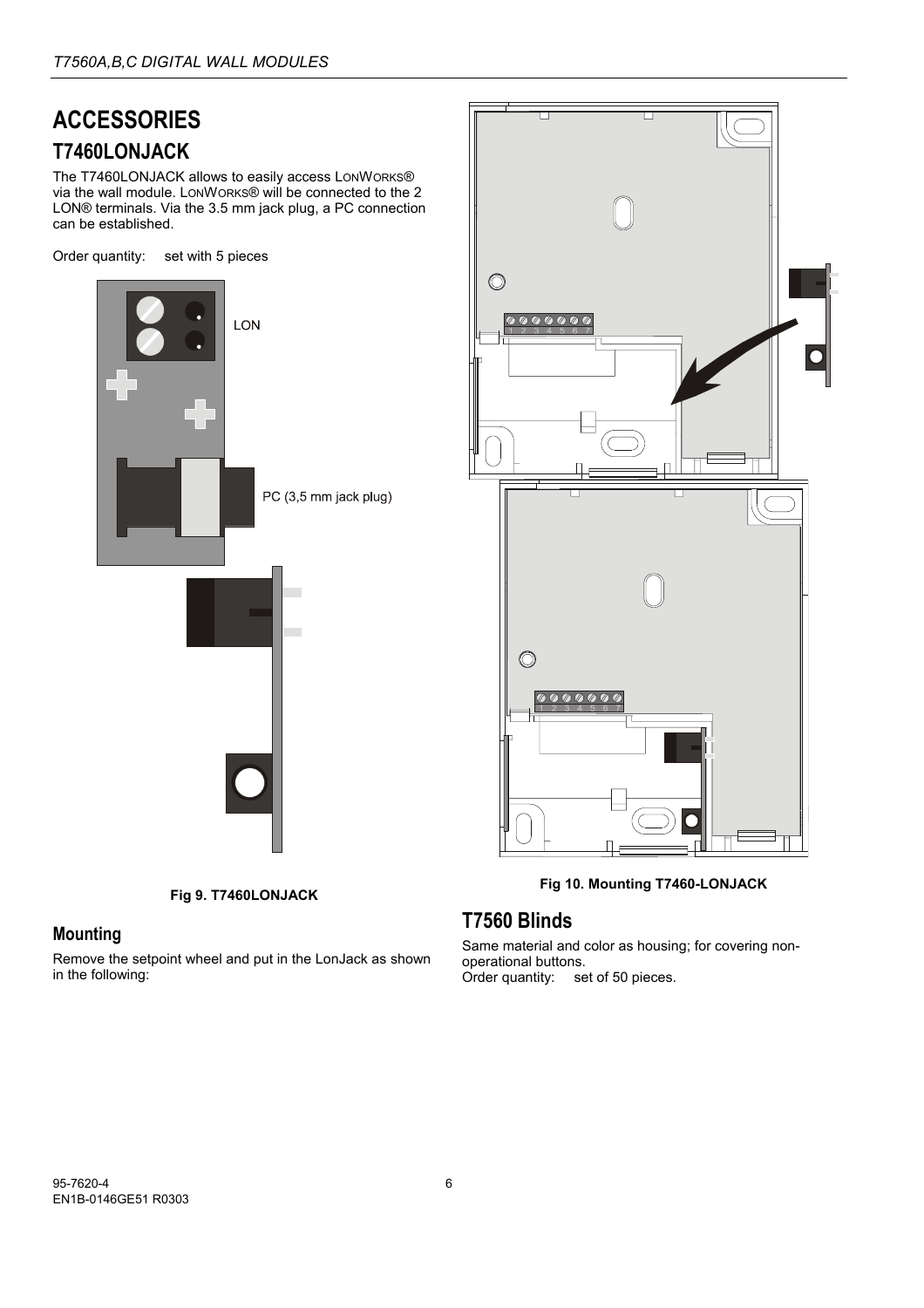# ACCESSORIES

## T7460LONJACK

The T7460LONJACK allows to easily access LonWorks® via the wall module. LonWorks® will be connected to the 2 LON® terminals. Via the 3.5 mm jack plug, a PC connection can be established.

Order quantity: set with 5 pieces

LON

PC (3,5 mm jack plug)

**Fig 9. T7460LONJACK**

### Mounting

Remove the setpoint wheel and put in the LonJack as shown in the following:

**Fig 10. Mounting T7460-LONJACK**

## T7560 Blinds

Same material and color as housing; for covering non-operational buttons.
Order quantity: set of 50 pieces.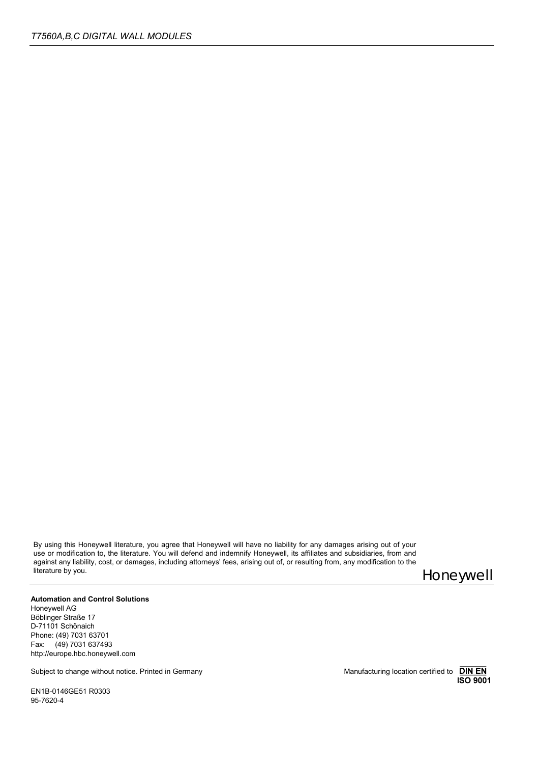By using this Honeywell literature, you agree that Honeywell will have no liability for any damages arising out of your use or modification to, the literature. You will defend and indemnify Honeywell, its affiliates and subsidiaries, from and against any liability, cost, or damages, including attorneys' fees, arising out of, or resulting from, any modification to the literature by you.

Honeywell

**Automation and Control Solutions**
Honeywell AG
Böblinger Straße 17
D-71101 Schönaich
Phone: (49) 7031 63701
Fax: (49) 7031 637493
http://europe.hbc.honeywell.com

Subject to change without notice. Printed in Germany

Manufacturing location certified to **DIN EN ISO 9001**

EN1B-0146GE51 R0303
95-7620-4